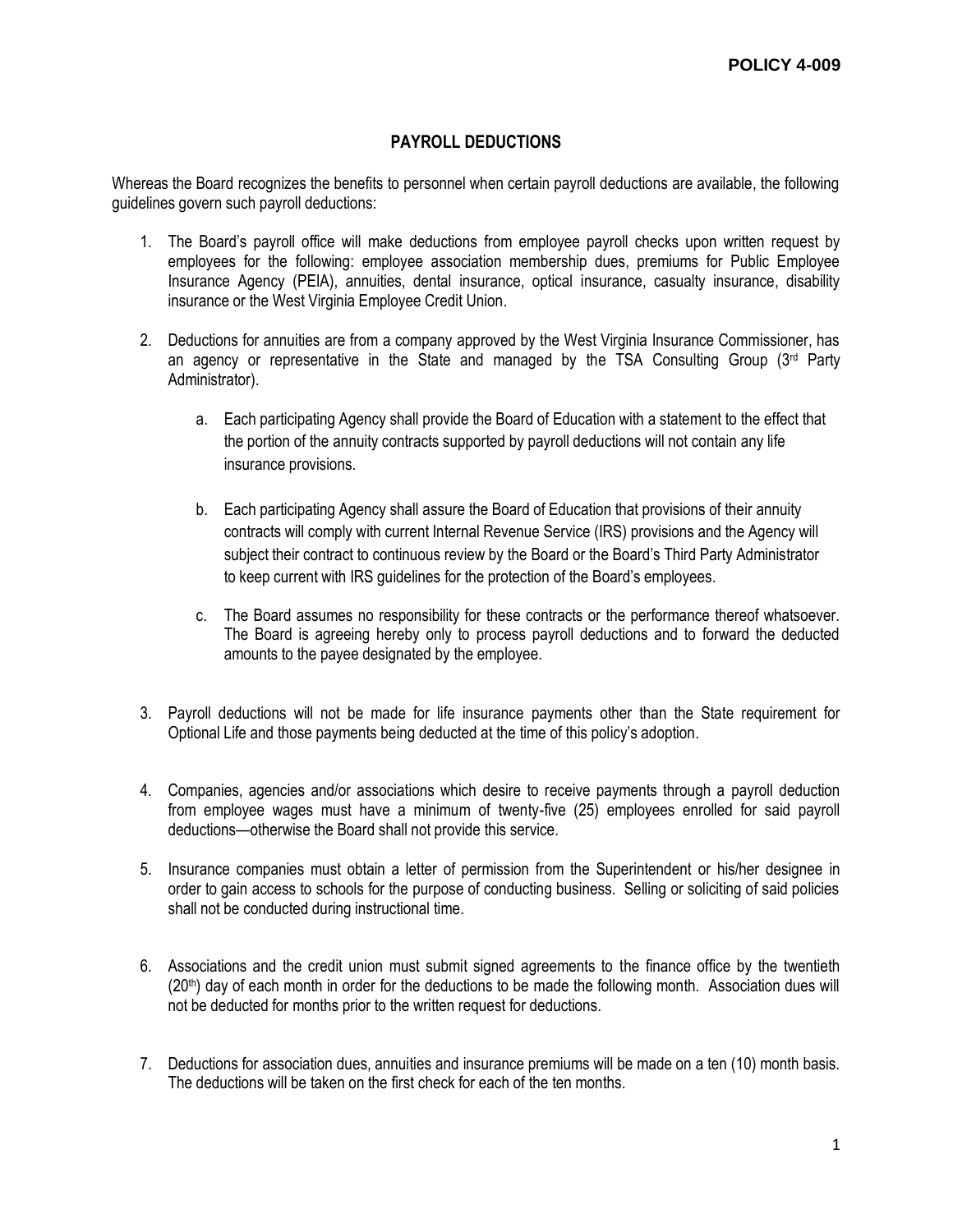**POLICY 4-009**

# PAYROLL DEDUCTIONS

Whereas the Board recognizes the benefits to personnel when certain payroll deductions are available, the following guidelines govern such payroll deductions:

1. The Board's payroll office will make deductions from employee payroll checks upon written request by employees for the following: employee association membership dues, premiums for Public Employee Insurance Agency (PEIA), annuities, dental insurance, optical insurance, casualty insurance, disability insurance or the West Virginia Employee Credit Union.

2. Deductions for annuities are from a company approved by the West Virginia Insurance Commissioner, has an agency or representative in the State and managed by the TSA Consulting Group (3rd Party Administrator).

    a. Each participating Agency shall provide the Board of Education with a statement to the effect that the portion of the annuity contracts supported by payroll deductions will not contain any life insurance provisions.

    b. Each participating Agency shall assure the Board of Education that provisions of their annuity contracts will comply with current Internal Revenue Service (IRS) provisions and the Agency will subject their contract to continuous review by the Board or the Board's Third Party Administrator to keep current with IRS guidelines for the protection of the Board's employees.

    c. The Board assumes no responsibility for these contracts or the performance thereof whatsoever. The Board is agreeing hereby only to process payroll deductions and to forward the deducted amounts to the payee designated by the employee.

3. Payroll deductions will not be made for life insurance payments other than the State requirement for Optional Life and those payments being deducted at the time of this policy's adoption.

4. Companies, agencies and/or associations which desire to receive payments through a payroll deduction from employee wages must have a minimum of twenty-five (25) employees enrolled for said payroll deductions—otherwise the Board shall not provide this service.

5. Insurance companies must obtain a letter of permission from the Superintendent or his/her designee in order to gain access to schools for the purpose of conducting business. Selling or soliciting of said policies shall not be conducted during instructional time.

6. Associations and the credit union must submit signed agreements to the finance office by the twentieth (20th) day of each month in order for the deductions to be made the following month. Association dues will not be deducted for months prior to the written request for deductions.

7. Deductions for association dues, annuities and insurance premiums will be made on a ten (10) month basis. The deductions will be taken on the first check for each of the ten months.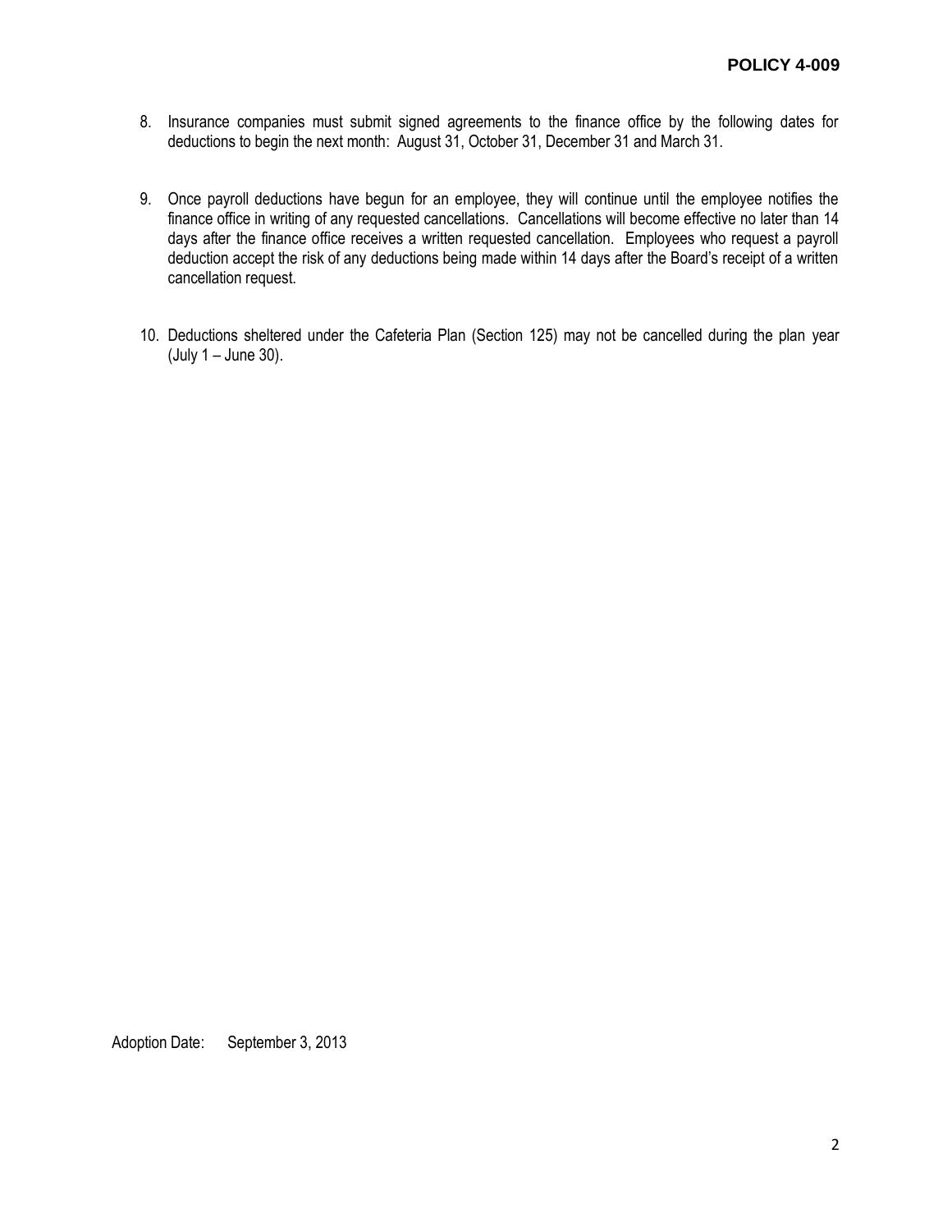8. Insurance companies must submit signed agreements to the finance office by the following dates for deductions to begin the next month: August 31, October 31, December 31 and March 31.

9. Once payroll deductions have begun for an employee, they will continue until the employee notifies the finance office in writing of any requested cancellations. Cancellations will become effective no later than 14 days after the finance office receives a written requested cancellation. Employees who request a payroll deduction accept the risk of any deductions being made within 14 days after the Board's receipt of a written cancellation request.

10. Deductions sheltered under the Cafeteria Plan (Section 125) may not be cancelled during the plan year (July 1 – June 30).

Adoption Date: September 3, 2013